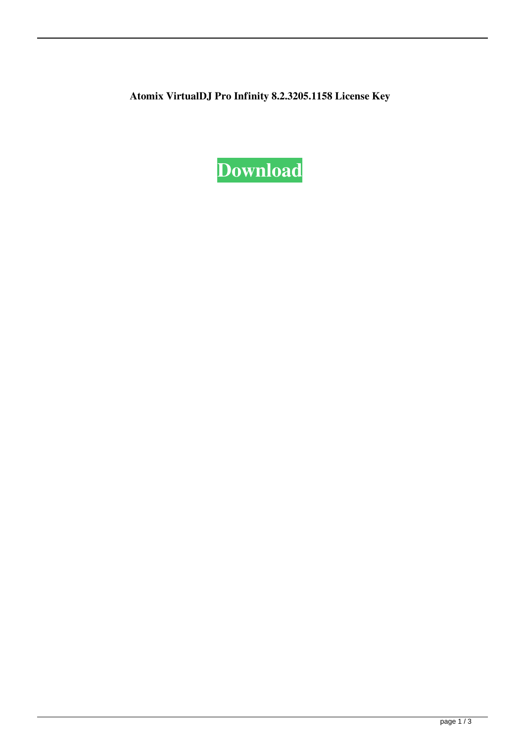**Atomix VirtualDJ Pro Infinity 8.2.3205.1158 License Key**

**Download**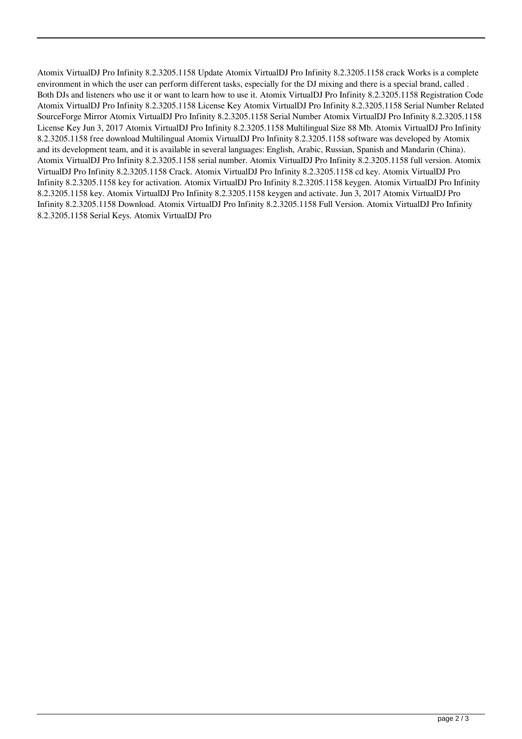Atomix VirtualDJ Pro Infinity 8.2.3205.1158 Update Atomix VirtualDJ Pro Infinity 8.2.3205.1158 crack Works is a complete environment in which the user can perform different tasks, especially for the DJ mixing and there is a special brand, called . Both DJs and listeners who use it or want to learn how to use it. Atomix VirtualDJ Pro Infinity 8.2.3205.1158 Registration Code Atomix VirtualDJ Pro Infinity 8.2.3205.1158 License Key Atomix VirtualDJ Pro Infinity 8.2.3205.1158 Serial Number Related SourceForge Mirror Atomix VirtualDJ Pro Infinity 8.2.3205.1158 Serial Number Atomix VirtualDJ Pro Infinity 8.2.3205.1158 License Key Jun 3, 2017 Atomix VirtualDJ Pro Infinity 8.2.3205.1158 Multilingual Size 88 Mb. Atomix VirtualDJ Pro Infinity 8.2.3205.1158 free download Multilingual Atomix VirtualDJ Pro Infinity 8.2.3205.1158 software was developed by Atomix and its development team, and it is available in several languages: English, Arabic, Russian, Spanish and Mandarin (China). Atomix VirtualDJ Pro Infinity 8.2.3205.1158 serial number. Atomix VirtualDJ Pro Infinity 8.2.3205.1158 full version. Atomix VirtualDJ Pro Infinity 8.2.3205.1158 Crack. Atomix VirtualDJ Pro Infinity 8.2.3205.1158 cd key. Atomix VirtualDJ Pro Infinity 8.2.3205.1158 key for activation. Atomix VirtualDJ Pro Infinity 8.2.3205.1158 keygen. Atomix VirtualDJ Pro Infinity 8.2.3205.1158 key. Atomix VirtualDJ Pro Infinity 8.2.3205.1158 keygen and activate. Jun 3, 2017 Atomix VirtualDJ Pro Infinity 8.2.3205.1158 Download. Atomix VirtualDJ Pro Infinity 8.2.3205.1158 Full Version. Atomix VirtualDJ Pro Infinity 8.2.3205.1158 Serial Keys. Atomix VirtualDJ Pro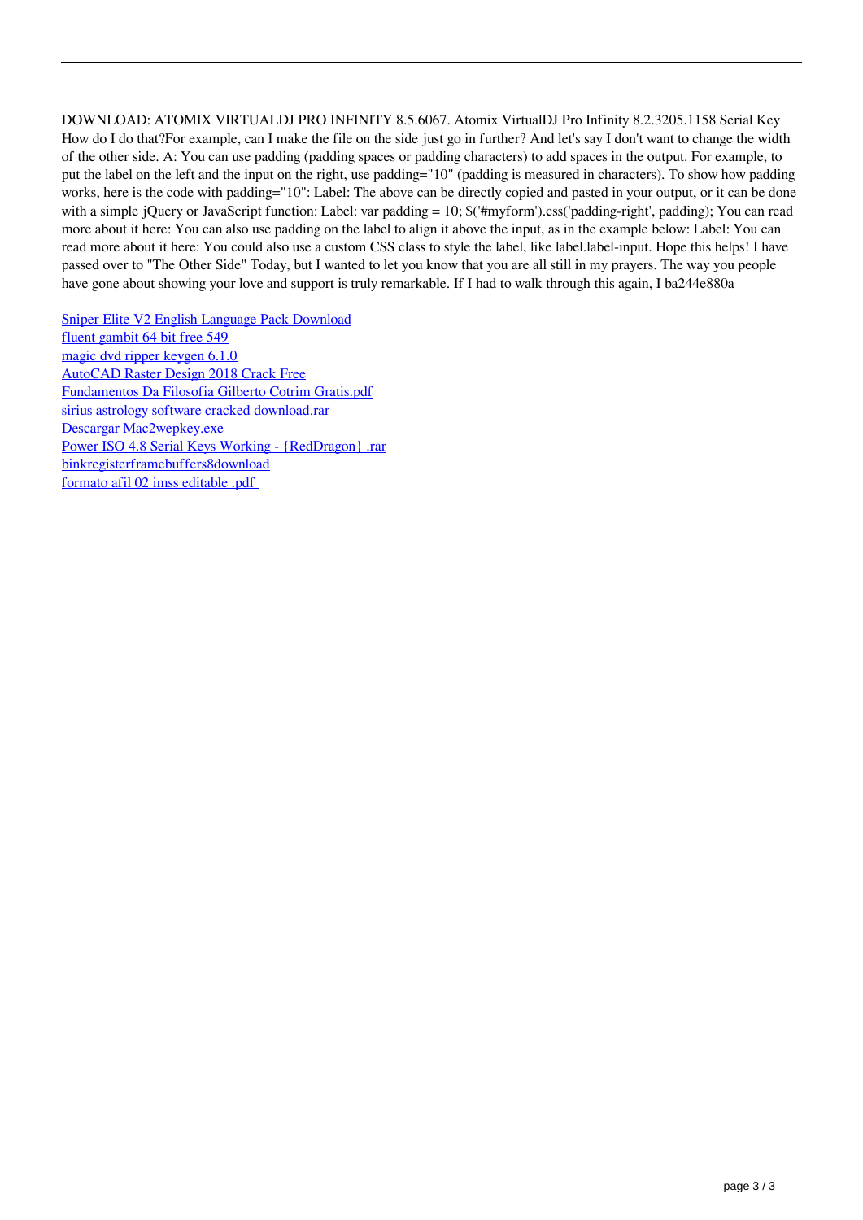DOWNLOAD: ATOMIX VIRTUALDJ PRO INFINITY 8.5.6067. Atomix VirtualDJ Pro Infinity 8.2.3205.1158 Serial Key How do I do that?For example, can I make the file on the side just go in further? And let's say I don't want to change the width of the other side. A: You can use padding (padding spaces or padding characters) to add spaces in the output. For example, to put the label on the left and the input on the right, use padding="10" (padding is measured in characters). To show how padding works, here is the code with padding="10": Label: The above can be directly copied and pasted in your output, or it can be done with a simple jQuery or JavaScript function: Label: var padding = 10; $('#myform').css('padding-right', padding); You can read more about it here: You can also use padding on the label to align it above the input, as in the example below: Label: You can read more about it here: You could also use a custom CSS class to style the label, like label.label-input. Hope this helps! I have passed over to "The Other Side" Today, but I wanted to let you know that you are all still in my prayers. The way you people have gone about showing your love and support is truly remarkable. If I had to walk through this again, I ba244e880a

Sniper Elite V2 English Language Pack Download
fluent gambit 64 bit free 549
magic dvd ripper keygen 6.1.0
AutoCAD Raster Design 2018 Crack Free
Fundamentos Da Filosofia Gilberto Cotrim Gratis.pdf
sirius astrology software cracked download.rar
Descargar Mac2wepkey.exe
Power ISO 4.8 Serial Keys Working - {RedDragon} .rar
binkregisterframebuffers8download
formato afil 02 imss editable .pdf